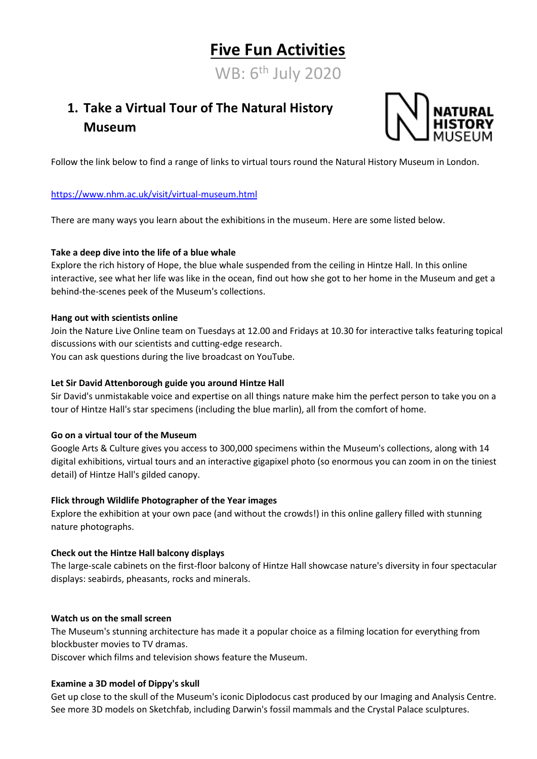# Five Fun Activities

WB: 6th July 2020

## 1. Take a Virtual Tour of The Natural History Museum

NATURAL HISTORY MUSEUM

Follow the link below to find a range of links to virtual tours round the Natural History Museum in London.

https://www.nhm.ac.uk/visit/virtual-museum.html

There are many ways you learn about the exhibitions in the museum. Here are some listed below.

**Take a deep dive into the life of a blue whale**
Explore the rich history of Hope, the blue whale suspended from the ceiling in Hintze Hall. In this online interactive, see what her life was like in the ocean, find out how she got to her home in the Museum and get a behind-the-scenes peek of the Museum's collections.

**Hang out with scientists online**
Join the Nature Live Online team on Tuesdays at 12.00 and Fridays at 10.30 for interactive talks featuring topical discussions with our scientists and cutting-edge research.
You can ask questions during the live broadcast on YouTube.

**Let Sir David Attenborough guide you around Hintze Hall**
Sir David's unmistakable voice and expertise on all things nature make him the perfect person to take you on a tour of Hintze Hall's star specimens (including the blue marlin), all from the comfort of home.

**Go on a virtual tour of the Museum**
Google Arts & Culture gives you access to 300,000 specimens within the Museum's collections, along with 14 digital exhibitions, virtual tours and an interactive gigapixel photo (so enormous you can zoom in on the tiniest detail) of Hintze Hall's gilded canopy.

**Flick through Wildlife Photographer of the Year images**
Explore the exhibition at your own pace (and without the crowds!) in this online gallery filled with stunning nature photographs.

**Check out the Hintze Hall balcony displays**
The large-scale cabinets on the first-floor balcony of Hintze Hall showcase nature's diversity in four spectacular displays: seabirds, pheasants, rocks and minerals.

**Watch us on the small screen**
The Museum's stunning architecture has made it a popular choice as a filming location for everything from blockbuster movies to TV dramas.
Discover which films and television shows feature the Museum.

**Examine a 3D model of Dippy's skull**
Get up close to the skull of the Museum's iconic Diplodocus cast produced by our Imaging and Analysis Centre. See more 3D models on Sketchfab, including Darwin's fossil mammals and the Crystal Palace sculptures.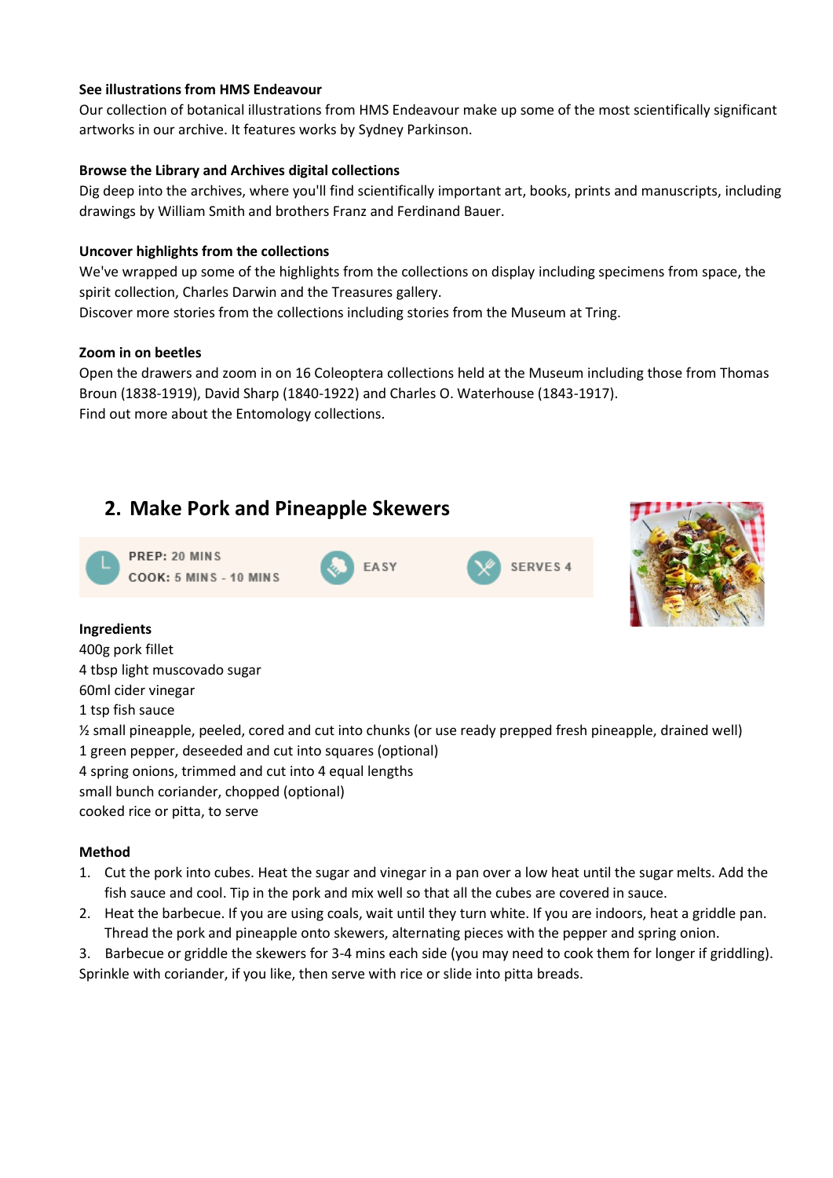**See illustrations from HMS Endeavour**

Our collection of botanical illustrations from HMS Endeavour make up some of the most scientifically significant artworks in our archive. It features works by Sydney Parkinson.

**Browse the Library and Archives digital collections**

Dig deep into the archives, where you'll find scientifically important art, books, prints and manuscripts, including drawings by William Smith and brothers Franz and Ferdinand Bauer.

**Uncover highlights from the collections**

We've wrapped up some of the highlights from the collections on display including specimens from space, the spirit collection, Charles Darwin and the Treasures gallery.

Discover more stories from the collections including stories from the Museum at Tring.

**Zoom in on beetles**

Open the drawers and zoom in on 16 Coleoptera collections held at the Museum including those from Thomas Broun (1838-1919), David Sharp (1840-1922) and Charles O. Waterhouse (1843-1917).

Find out more about the Entomology collections.

## 2. Make Pork and Pineapple Skewers

PREP: 20 MINS
COOK: 5 MINS - 10 MINS

EASY

SERVES 4

**Ingredients**

400g pork fillet
4 tbsp light muscovado sugar
60ml cider vinegar
1 tsp fish sauce
½ small pineapple, peeled, cored and cut into chunks (or use ready prepped fresh pineapple, drained well)
1 green pepper, deseeded and cut into squares (optional)
4 spring onions, trimmed and cut into 4 equal lengths
small bunch coriander, chopped (optional)
cooked rice or pitta, to serve

**Method**

1. Cut the pork into cubes. Heat the sugar and vinegar in a pan over a low heat until the sugar melts. Add the fish sauce and cool. Tip in the pork and mix well so that all the cubes are covered in sauce.
2. Heat the barbecue. If you are using coals, wait until they turn white. If you are indoors, heat a griddle pan. Thread the pork and pineapple onto skewers, alternating pieces with the pepper and spring onion.
3. Barbecue or griddle the skewers for 3-4 mins each side (you may need to cook them for longer if griddling). Sprinkle with coriander, if you like, then serve with rice or slide into pitta breads.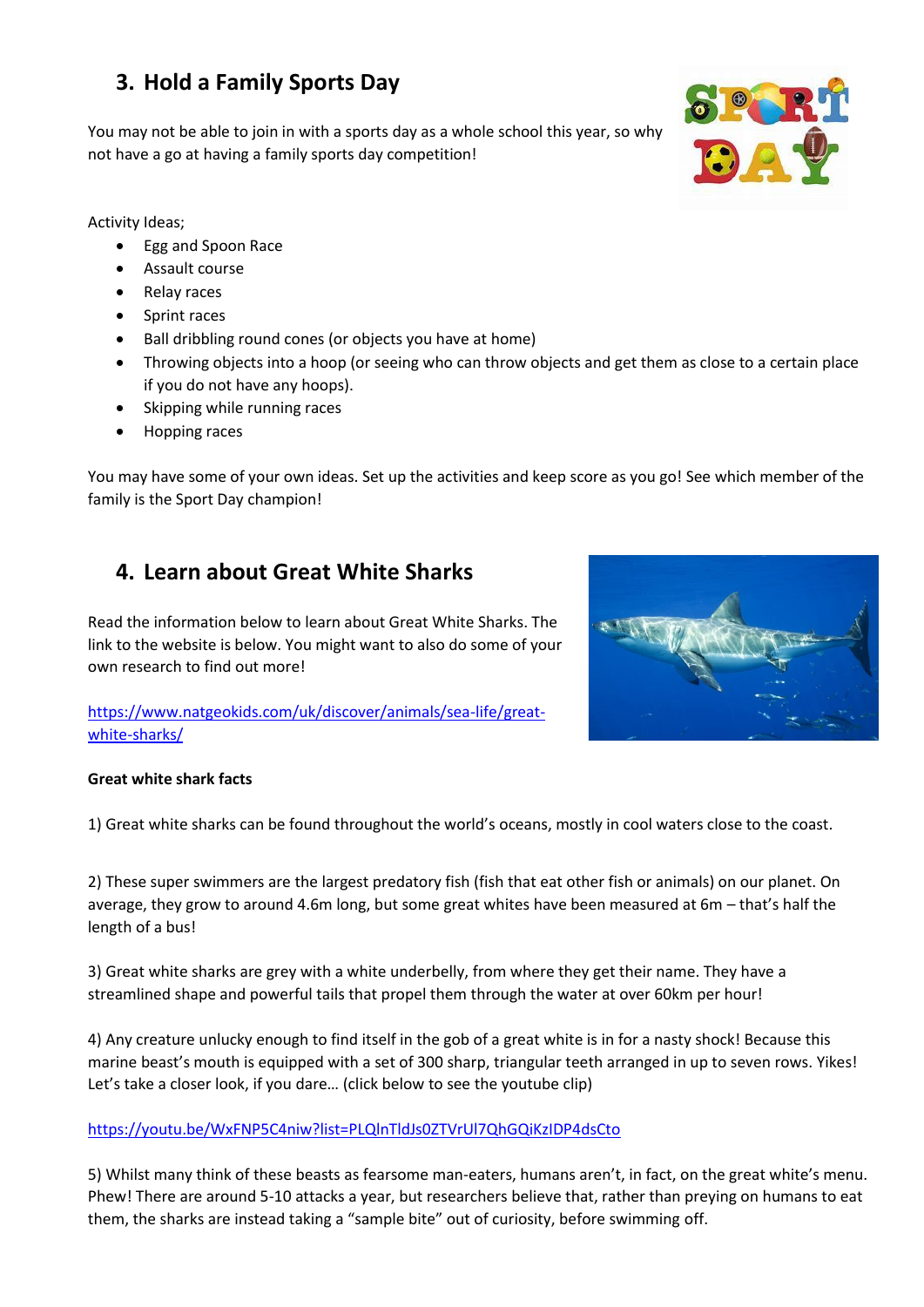## 3. Hold a Family Sports Day

You may not be able to join in with a sports day as a whole school this year, so why not have a go at having a family sports day competition!

Activity Ideas;

- Egg and Spoon Race
- Assault course
- Relay races
- Sprint races
- Ball dribbling round cones (or objects you have at home)
- Throwing objects into a hoop (or seeing who can throw objects and get them as close to a certain place if you do not have any hoops).
- Skipping while running races
- Hopping races

You may have some of your own ideas. Set up the activities and keep score as you go! See which member of the family is the Sport Day champion!

## 4. Learn about Great White Sharks

Read the information below to learn about Great White Sharks. The link to the website is below. You might want to also do some of your own research to find out more!

https://www.natgeokids.com/uk/discover/animals/sea-life/great-white-sharks/

**Great white shark facts**

1) Great white sharks can be found throughout the world's oceans, mostly in cool waters close to the coast.

2) These super swimmers are the largest predatory fish (fish that eat other fish or animals) on our planet. On average, they grow to around 4.6m long, but some great whites have been measured at 6m – that's half the length of a bus!

3) Great white sharks are grey with a white underbelly, from where they get their name. They have a streamlined shape and powerful tails that propel them through the water at over 60km per hour!

4) Any creature unlucky enough to find itself in the gob of a great white is in for a nasty shock! Because this marine beast's mouth is equipped with a set of 300 sharp, triangular teeth arranged in up to seven rows. Yikes! Let's take a closer look, if you dare… (click below to see the youtube clip)

https://youtu.be/WxFNP5C4niw?list=PLQlnTldJs0ZTVrUl7QhGQiKzIDP4dsCto

5) Whilst many think of these beasts as fearsome man-eaters, humans aren't, in fact, on the great white's menu. Phew! There are around 5-10 attacks a year, but researchers believe that, rather than preying on humans to eat them, the sharks are instead taking a "sample bite" out of curiosity, before swimming off.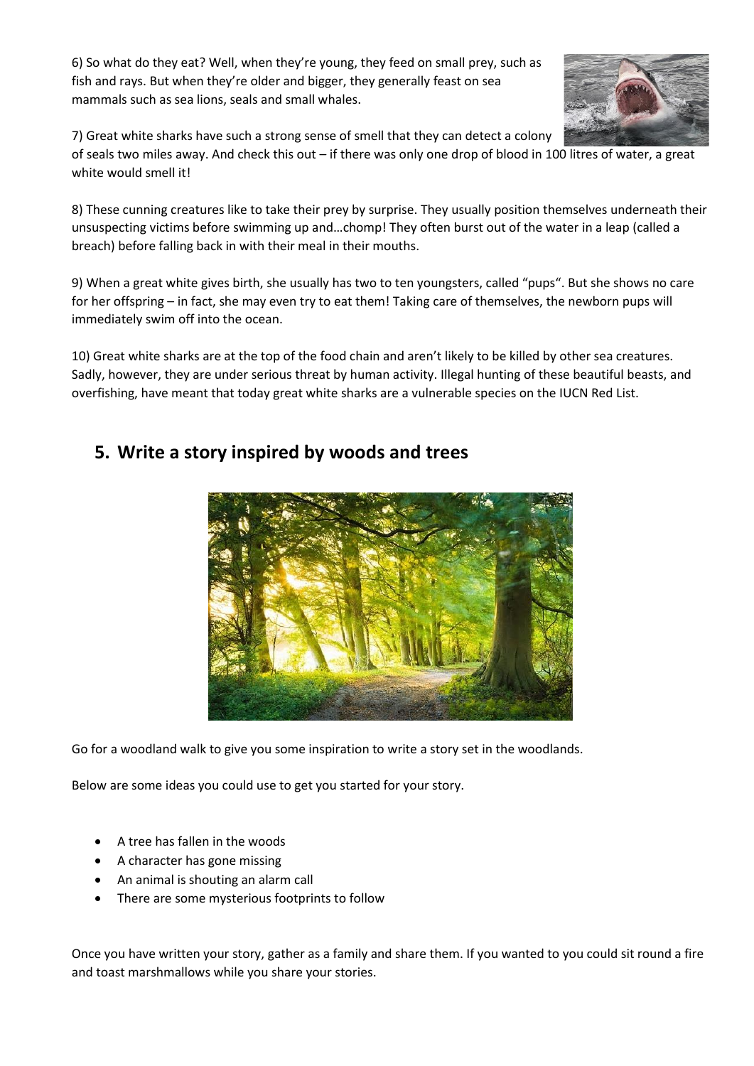6) So what do they eat? Well, when they're young, they feed on small prey, such as fish and rays. But when they're older and bigger, they generally feast on sea mammals such as sea lions, seals and small whales.

7) Great white sharks have such a strong sense of smell that they can detect a colony of seals two miles away. And check this out – if there was only one drop of blood in 100 litres of water, a great white would smell it!

8) These cunning creatures like to take their prey by surprise. They usually position themselves underneath their unsuspecting victims before swimming up and…chomp! They often burst out of the water in a leap (called a breach) before falling back in with their meal in their mouths.

9) When a great white gives birth, she usually has two to ten youngsters, called "pups". But she shows no care for her offspring – in fact, she may even try to eat them! Taking care of themselves, the newborn pups will immediately swim off into the ocean.

10) Great white sharks are at the top of the food chain and aren't likely to be killed by other sea creatures. Sadly, however, they are under serious threat by human activity. Illegal hunting of these beautiful beasts, and overfishing, have meant that today great white sharks are a vulnerable species on the IUCN Red List.

## 5. Write a story inspired by woods and trees

Go for a woodland walk to give you some inspiration to write a story set in the woodlands.

Below are some ideas you could use to get you started for your story.

- A tree has fallen in the woods
- A character has gone missing
- An animal is shouting an alarm call
- There are some mysterious footprints to follow

Once you have written your story, gather as a family and share them. If you wanted to you could sit round a fire and toast marshmallows while you share your stories.